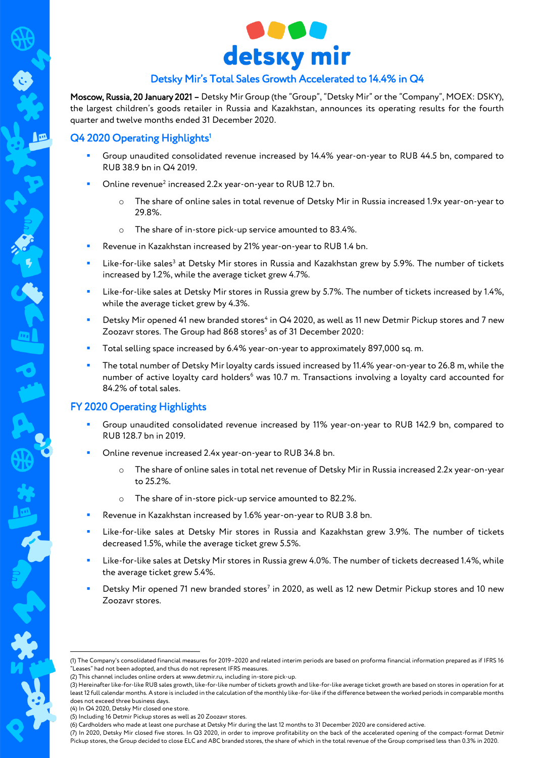# detsky mir

## Detsky Mir's Total Sales Growth Accelerated to 14.4% in Q4

**Moscow, Russia, 20 January 2021 –** Detsky Mir Group (the "Group", "Detsky Mir" or the "Company", MOEX: DSKY), the largest children's goods retailer in Russia and Kazakhstan, announces its operating results for the fourth quarter and twelve months ended 31 December 2020.

## Q4 2020 Operating Highlights[1]

- Group unaudited consolidated revenue increased by 14.4% year-on-year to RUB 44.5 bn, compared to RUB 38.9 bn in Q4 2019.
- Online revenue[2] increased 2.2x year-on-year to RUB 12.7 bn.
  - The share of online sales in total revenue of Detsky Mir in Russia increased 1.9x year-on-year to 29.8%.
  - The share of in-store pick-up service amounted to 83.4%.
- Revenue in Kazakhstan increased by 21% year-on-year to RUB 1.4 bn.
- Like-for-like sales[3] at Detsky Mir stores in Russia and Kazakhstan grew by 5.9%. The number of tickets increased by 1.2%, while the average ticket grew 4.7%.
- Like-for-like sales at Detsky Mir stores in Russia grew by 5.7%. The number of tickets increased by 1.4%, while the average ticket grew by 4.3%.
- Detsky Mir opened 41 new branded stores[4] in Q4 2020, as well as 11 new Detmir Pickup stores and 7 new Zoozavr stores. The Group had 868 stores[5] as of 31 December 2020:
- Total selling space increased by 6.4% year-on-year to approximately 897,000 sq. m.
- The total number of Detsky Mir loyalty cards issued increased by 11.4% year-on-year to 26.8 m, while the number of active loyalty card holders[6] was 10.7 m. Transactions involving a loyalty card accounted for 84.2% of total sales.

## FY 2020 Operating Highlights

- Group unaudited consolidated revenue increased by 11% year-on-year to RUB 142.9 bn, compared to RUB 128.7 bn in 2019.
- Online revenue increased 2.4x year-on-year to RUB 34.8 bn.
  - The share of online sales in total net revenue of Detsky Mir in Russia increased 2.2x year-on-year to 25.2%.
  - The share of in-store pick-up service amounted to 82.2%.
- Revenue in Kazakhstan increased by 1.6% year-on-year to RUB 3.8 bn.
- Like-for-like sales at Detsky Mir stores in Russia and Kazakhstan grew 3.9%. The number of tickets decreased 1.5%, while the average ticket grew 5.5%.
- Like-for-like sales at Detsky Mir stores in Russia grew 4.0%. The number of tickets decreased 1.4%, while the average ticket grew 5.4%.
- Detsky Mir opened 71 new branded stores[7] in 2020, as well as 12 new Detmir Pickup stores and 10 new Zoozavr stores.

---

(1) The Company's consolidated financial measures for 2019–2020 and related interim periods are based on proforma financial information prepared as if IFRS 16 "Leases" had not been adopted, and thus do not represent IFRS measures.
(2) This channel includes online orders at www.detmir.ru, including in-store pick-up.
(3) Hereinafter like-for-like RUB sales growth, like-for-like number of tickets growth and like-for-like average ticket growth are based on stores in operation for at least 12 full calendar months. A store is included in the calculation of the monthly like-for-like if the difference between the worked periods in comparable months does not exceed three business days.
(4) In Q4 2020, Detsky Mir closed one store.
(5) Including 16 Detmir Pickup stores as well as 20 Zoozavr stores.
(6) Cardholders who made at least one purchase at Detsky Mir during the last 12 months to 31 December 2020 are considered active.
(7) In 2020, Detsky Mir closed five stores. In Q3 2020, in order to improve profitability on the back of the accelerated opening of the compact-format Detmir Pickup stores, the Group decided to close ELC and ABC branded stores, the share of which in the total revenue of the Group comprised less than 0.3% in 2020.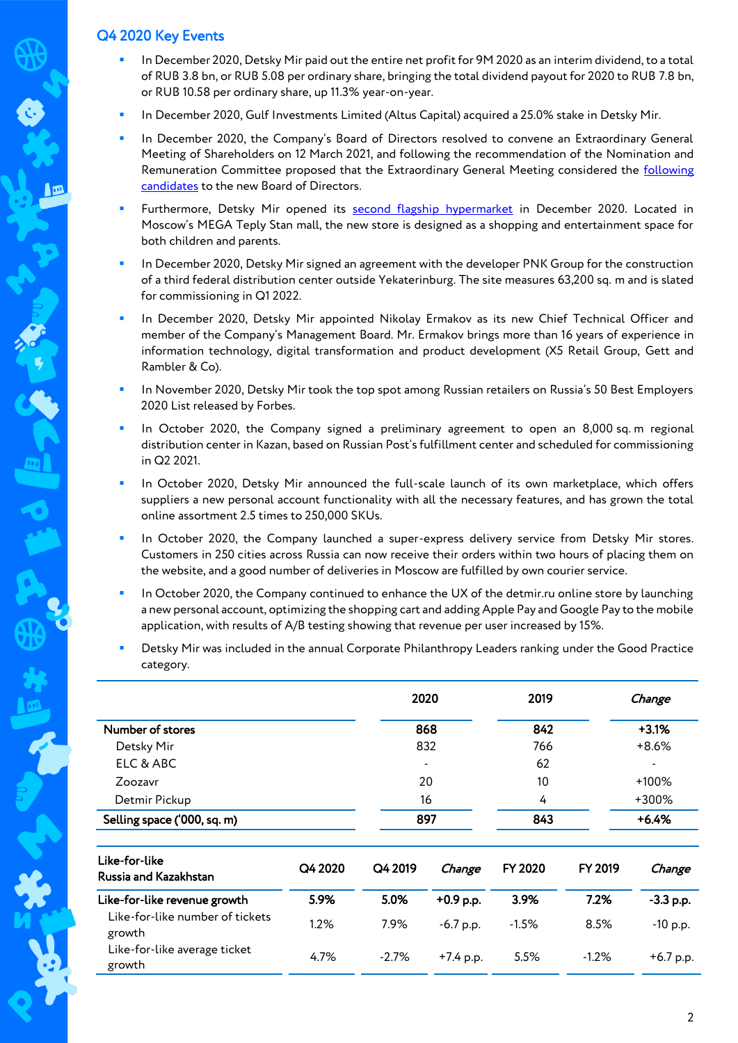## Q4 2020 Key Events

- In December 2020, Detsky Mir paid out the entire net profit for 9M 2020 as an interim dividend, to a total of RUB 3.8 bn, or RUB 5.08 per ordinary share, bringing the total dividend payout for 2020 to RUB 7.8 bn, or RUB 10.58 per ordinary share, up 11.3% year-on-year.
- In December 2020, Gulf Investments Limited (Altus Capital) acquired a 25.0% stake in Detsky Mir.
- In December 2020, the Company's Board of Directors resolved to convene an Extraordinary General Meeting of Shareholders on 12 March 2021, and following the recommendation of the Nomination and Remuneration Committee proposed that the Extraordinary General Meeting considered the following candidates to the new Board of Directors.
- Furthermore, Detsky Mir opened its second flagship hypermarket in December 2020. Located in Moscow's MEGA Teply Stan mall, the new store is designed as a shopping and entertainment space for both children and parents.
- In December 2020, Detsky Mir signed an agreement with the developer PNK Group for the construction of a third federal distribution center outside Yekaterinburg. The site measures 63,200 sq. m and is slated for commissioning in Q1 2022.
- In December 2020, Detsky Mir appointed Nikolay Ermakov as its new Chief Technical Officer and member of the Company's Management Board. Mr. Ermakov brings more than 16 years of experience in information technology, digital transformation and product development (X5 Retail Group, Gett and Rambler & Co).
- In November 2020, Detsky Mir took the top spot among Russian retailers on Russia's 50 Best Employers 2020 List released by Forbes.
- In October 2020, the Company signed a preliminary agreement to open an 8,000 sq. m regional distribution center in Kazan, based on Russian Post's fulfillment center and scheduled for commissioning in Q2 2021.
- In October 2020, Detsky Mir announced the full-scale launch of its own marketplace, which offers suppliers a new personal account functionality with all the necessary features, and has grown the total online assortment 2.5 times to 250,000 SKUs.
- In October 2020, the Company launched a super-express delivery service from Detsky Mir stores. Customers in 250 cities across Russia can now receive their orders within two hours of placing them on the website, and a good number of deliveries in Moscow are fulfilled by own courier service.
- In October 2020, the Company continued to enhance the UX of the detmir.ru online store by launching a new personal account, optimizing the shopping cart and adding Apple Pay and Google Pay to the mobile application, with results of A/B testing showing that revenue per user increased by 15%.
- Detsky Mir was included in the annual Corporate Philanthropy Leaders ranking under the Good Practice category.

| | 2020 | 2019 | *Change* |
|---|---|---|---|
| **Number of stores** | **868** | **842** | **+3.1%** |
| Detsky Mir | 832 | 766 | +8.6% |
| ELC & ABC | - | 62 | - |
| Zoozavr | 20 | 10 | +100% |
| Detmir Pickup | 16 | 4 | +300% |
| **Selling space ('000, sq. m)** | **897** | **843** | **+6.4%** |

| Like-for-like Russia and Kazakhstan | Q4 2020 | Q4 2019 | *Change* | FY 2020 | FY 2019 | *Change* |
|---|---|---|---|---|---|---|
| **Like-for-like revenue growth** | **5.9%** | **5.0%** | **+0.9 p.p.** | **3.9%** | **7.2%** | **-3.3 p.p.** |
| Like-for-like number of tickets growth | 1.2% | 7.9% | -6.7 p.p. | -1.5% | 8.5% | -10 p.p. |
| Like-for-like average ticket growth | 4.7% | -2.7% | +7.4 p.p. | 5.5% | -1.2% | +6.7 p.p. |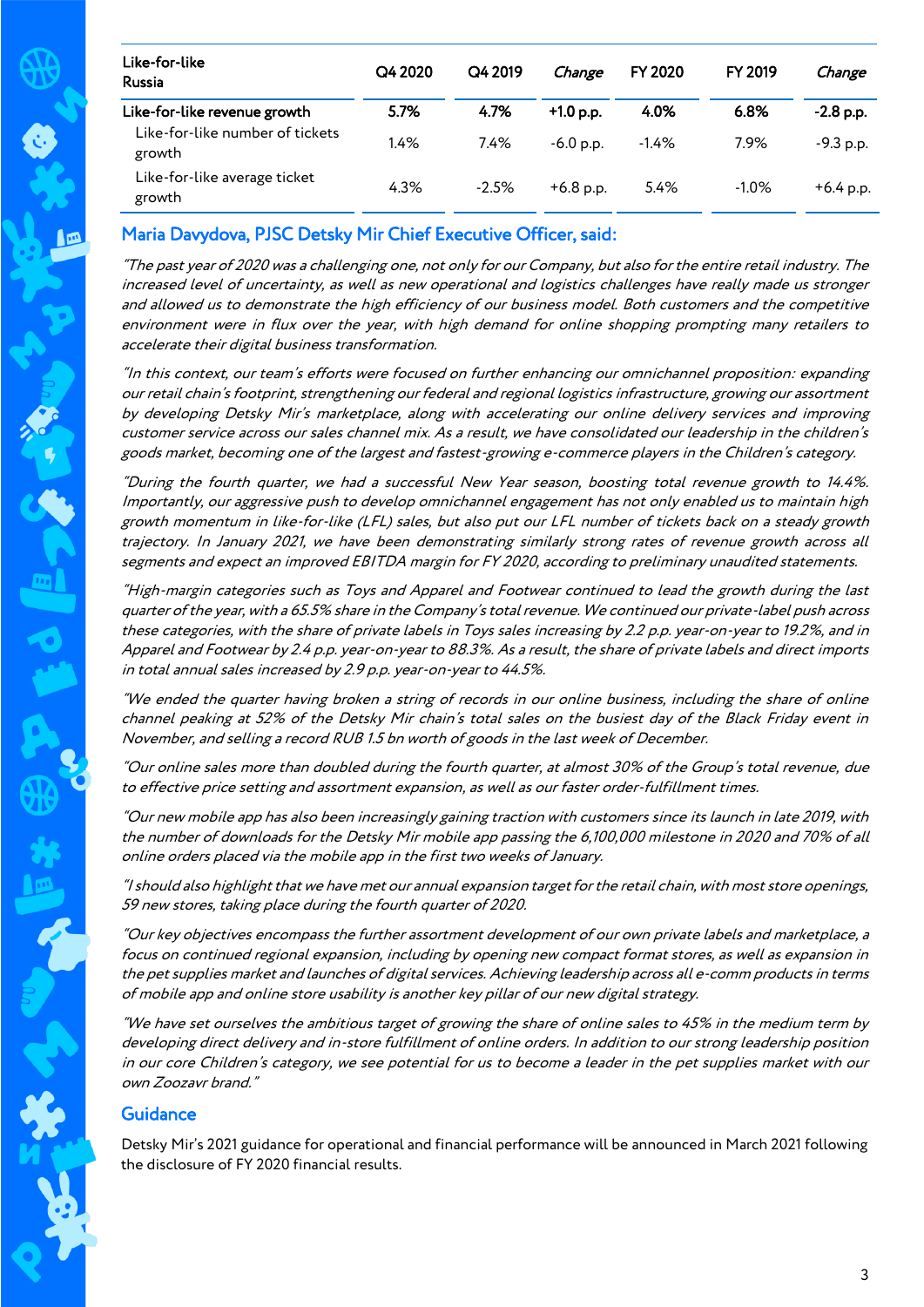| Like-for-like Russia | Q4 2020 | Q4 2019 | *Change* | FY 2020 | FY 2019 | *Change* |
|---|---|---|---|---|---|---|
| **Like-for-like revenue growth** | **5.7%** | **4.7%** | **+1.0 p.p.** | **4.0%** | **6.8%** | **-2.8 p.p.** |
| Like-for-like number of tickets growth | 1.4% | 7.4% | -6.0 p.p. | -1.4% | 7.9% | -9.3 p.p. |
| Like-for-like average ticket growth | 4.3% | -2.5% | +6.8 p.p. | 5.4% | -1.0% | +6.4 p.p. |

## Maria Davydova, PJSC Detsky Mir Chief Executive Officer, said:

*"The past year of 2020 was a challenging one, not only for our Company, but also for the entire retail industry. The increased level of uncertainty, as well as new operational and logistics challenges have really made us stronger and allowed us to demonstrate the high efficiency of our business model. Both customers and the competitive environment were in flux over the year, with high demand for online shopping prompting many retailers to accelerate their digital business transformation.*

*"In this context, our team's efforts were focused on further enhancing our omnichannel proposition: expanding our retail chain's footprint, strengthening our federal and regional logistics infrastructure, growing our assortment by developing Detsky Mir's marketplace, along with accelerating our online delivery services and improving customer service across our sales channel mix. As a result, we have consolidated our leadership in the children's goods market, becoming one of the largest and fastest-growing e-commerce players in the Children's category.*

*"During the fourth quarter, we had a successful New Year season, boosting total revenue growth to 14.4%. Importantly, our aggressive push to develop omnichannel engagement has not only enabled us to maintain high growth momentum in like-for-like (LFL) sales, but also put our LFL number of tickets back on a steady growth trajectory. In January 2021, we have been demonstrating similarly strong rates of revenue growth across all segments and expect an improved EBITDA margin for FY 2020, according to preliminary unaudited statements.*

*"High-margin categories such as Toys and Apparel and Footwear continued to lead the growth during the last quarter of the year, with a 65.5% share in the Company's total revenue. We continued our private-label push across these categories, with the share of private labels in Toys sales increasing by 2.2 p.p. year-on-year to 19.2%, and in Apparel and Footwear by 2.4 p.p. year-on-year to 88.3%. As a result, the share of private labels and direct imports in total annual sales increased by 2.9 p.p. year-on-year to 44.5%.*

*"We ended the quarter having broken a string of records in our online business, including the share of online channel peaking at 52% of the Detsky Mir chain's total sales on the busiest day of the Black Friday event in November, and selling a record RUB 1.5 bn worth of goods in the last week of December.*

*"Our online sales more than doubled during the fourth quarter, at almost 30% of the Group's total revenue, due to effective price setting and assortment expansion, as well as our faster order-fulfillment times.*

*"Our new mobile app has also been increasingly gaining traction with customers since its launch in late 2019, with the number of downloads for the Detsky Mir mobile app passing the 6,100,000 milestone in 2020 and 70% of all online orders placed via the mobile app in the first two weeks of January.*

*"I should also highlight that we have met our annual expansion target for the retail chain, with most store openings, 59 new stores, taking place during the fourth quarter of 2020.*

*"Our key objectives encompass the further assortment development of our own private labels and marketplace, a focus on continued regional expansion, including by opening new compact format stores, as well as expansion in the pet supplies market and launches of digital services. Achieving leadership across all e-comm products in terms of mobile app and online store usability is another key pillar of our new digital strategy.*

*"We have set ourselves the ambitious target of growing the share of online sales to 45% in the medium term by developing direct delivery and in-store fulfillment of online orders. In addition to our strong leadership position in our core Children's category, we see potential for us to become a leader in the pet supplies market with our own Zoozavr brand."*

## Guidance

Detsky Mir's 2021 guidance for operational and financial performance will be announced in March 2021 following the disclosure of FY 2020 financial results.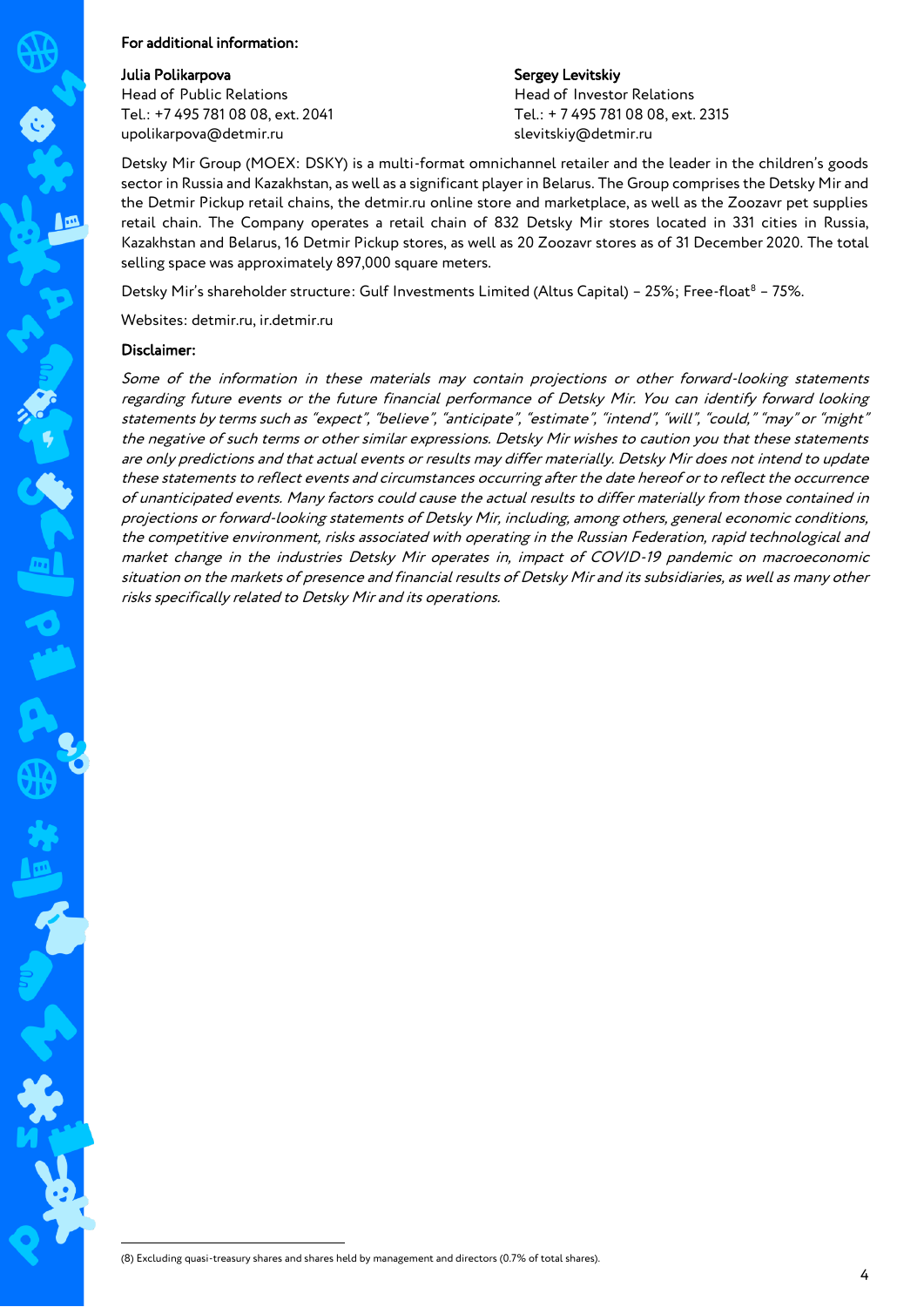**For additional information:**

**Julia Polikarpova**
Head of Public Relations
Tel.: +7 495 781 08 08, ext. 2041
upolikarpova@detmir.ru

**Sergey Levitskiy**
Head of Investor Relations
Tel.: + 7 495 781 08 08, ext. 2315
slevitskiy@detmir.ru

Detsky Mir Group (MOEX: DSKY) is a multi-format omnichannel retailer and the leader in the children's goods sector in Russia and Kazakhstan, as well as a significant player in Belarus. The Group comprises the Detsky Mir and the Detmir Pickup retail chains, the detmir.ru online store and marketplace, as well as the Zoozavr pet supplies retail chain. The Company operates a retail chain of 832 Detsky Mir stores located in 331 cities in Russia, Kazakhstan and Belarus, 16 Detmir Pickup stores, as well as 20 Zoozavr stores as of 31 December 2020. The total selling space was approximately 897,000 square meters.

Detsky Mir's shareholder structure: Gulf Investments Limited (Altus Capital) – 25%; Free-float[8] – 75%.

Websites: detmir.ru, ir.detmir.ru

**Disclaimer:**

*Some of the information in these materials may contain projections or other forward-looking statements regarding future events or the future financial performance of Detsky Mir. You can identify forward looking statements by terms such as "expect", "believe", "anticipate", "estimate", "intend", "will", "could," "may" or "might" the negative of such terms or other similar expressions. Detsky Mir wishes to caution you that these statements are only predictions and that actual events or results may differ materially. Detsky Mir does not intend to update these statements to reflect events and circumstances occurring after the date hereof or to reflect the occurrence of unanticipated events. Many factors could cause the actual results to differ materially from those contained in projections or forward-looking statements of Detsky Mir, including, among others, general economic conditions, the competitive environment, risks associated with operating in the Russian Federation, rapid technological and market change in the industries Detsky Mir operates in, impact of COVID-19 pandemic on macroeconomic situation on the markets of presence and financial results of Detsky Mir and its subsidiaries, as well as many other risks specifically related to Detsky Mir and its operations.*

(8) Excluding quasi-treasury shares and shares held by management and directors (0.7% of total shares).